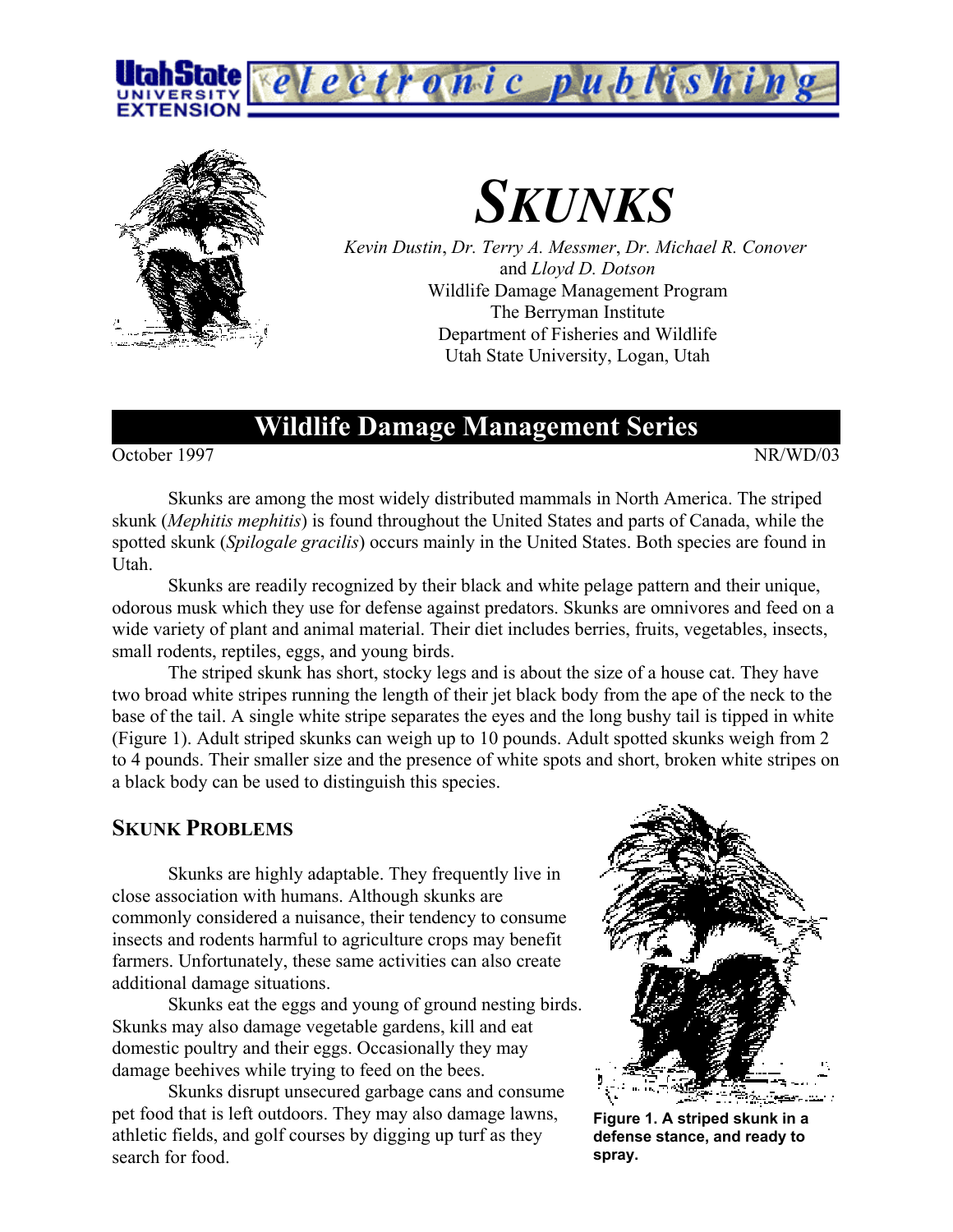# SKUNKS

*Kevin Dustin*, *Dr. Terry A. Messmer*, *Dr. Michael R. Conover* and *Lloyd D. Dotson*
Wildlife Damage Management Program
The Berryman Institute
Department of Fisheries and Wildlife
Utah State University, Logan, Utah

## Wildlife Damage Management Series

October 1997 NR/WD/03

Skunks are among the most widely distributed mammals in North America. The striped skunk (*Mephitis mephitis*) is found throughout the United States and parts of Canada, while the spotted skunk (*Spilogale gracilis*) occurs mainly in the United States. Both species are found in Utah.

Skunks are readily recognized by their black and white pelage pattern and their unique, odorous musk which they use for defense against predators. Skunks are omnivores and feed on a wide variety of plant and animal material. Their diet includes berries, fruits, vegetables, insects, small rodents, reptiles, eggs, and young birds.

The striped skunk has short, stocky legs and is about the size of a house cat. They have two broad white stripes running the length of their jet black body from the ape of the neck to the base of the tail. A single white stripe separates the eyes and the long bushy tail is tipped in white (Figure 1). Adult striped skunks can weigh up to 10 pounds. Adult spotted skunks weigh from 2 to 4 pounds. Their smaller size and the presence of white spots and short, broken white stripes on a black body can be used to distinguish this species.

## SKUNK PROBLEMS

Skunks are highly adaptable. They frequently live in close association with humans. Although skunks are commonly considered a nuisance, their tendency to consume insects and rodents harmful to agriculture crops may benefit farmers. Unfortunately, these same activities can also create additional damage situations.

Skunks eat the eggs and young of ground nesting birds. Skunks may also damage vegetable gardens, kill and eat domestic poultry and their eggs. Occasionally they may damage beehives while trying to feed on the bees.

Skunks disrupt unsecured garbage cans and consume pet food that is left outdoors. They may also damage lawns, athletic fields, and golf courses by digging up turf as they search for food.

**Figure 1. A striped skunk in a defense stance, and ready to spray.**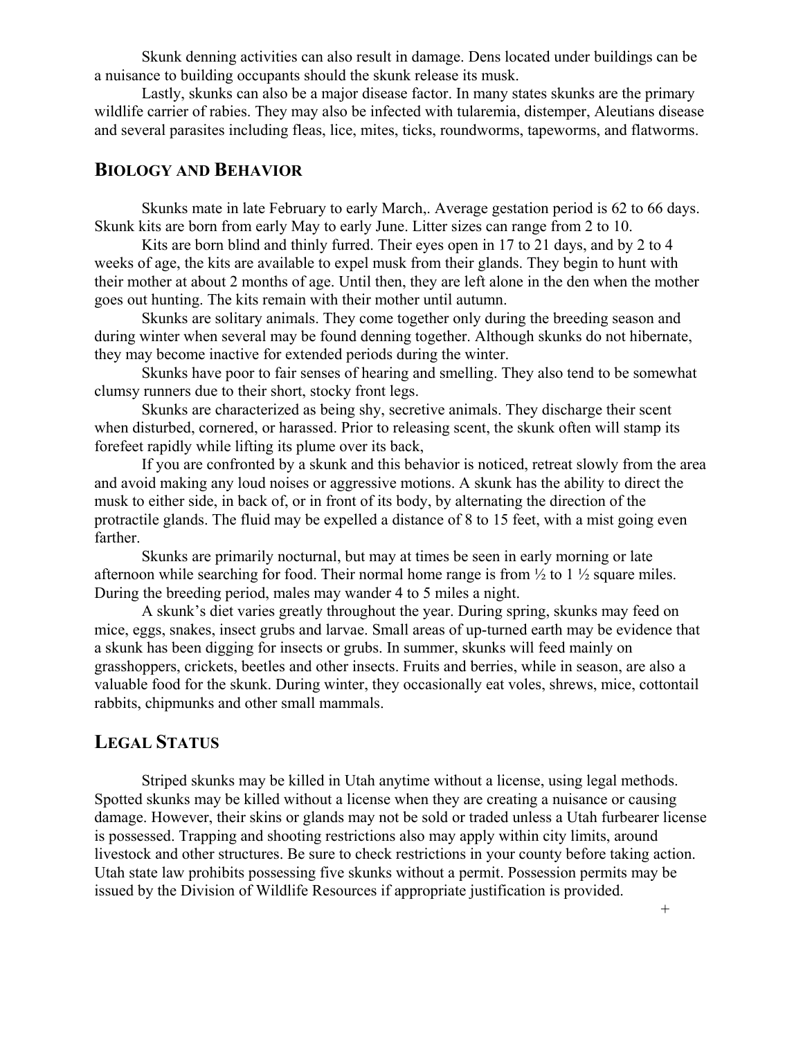Skunk denning activities can also result in damage. Dens located under buildings can be a nuisance to building occupants should the skunk release its musk.

Lastly, skunks can also be a major disease factor. In many states skunks are the primary wildlife carrier of rabies. They may also be infected with tularemia, distemper, Aleutians disease and several parasites including fleas, lice, mites, ticks, roundworms, tapeworms, and flatworms.

## BIOLOGY AND BEHAVIOR

Skunks mate in late February to early March,. Average gestation period is 62 to 66 days. Skunk kits are born from early May to early June. Litter sizes can range from 2 to 10.

Kits are born blind and thinly furred. Their eyes open in 17 to 21 days, and by 2 to 4 weeks of age, the kits are available to expel musk from their glands. They begin to hunt with their mother at about 2 months of age. Until then, they are left alone in the den when the mother goes out hunting. The kits remain with their mother until autumn.

Skunks are solitary animals. They come together only during the breeding season and during winter when several may be found denning together. Although skunks do not hibernate, they may become inactive for extended periods during the winter.

Skunks have poor to fair senses of hearing and smelling. They also tend to be somewhat clumsy runners due to their short, stocky front legs.

Skunks are characterized as being shy, secretive animals. They discharge their scent when disturbed, cornered, or harassed. Prior to releasing scent, the skunk often will stamp its forefeet rapidly while lifting its plume over its back,

If you are confronted by a skunk and this behavior is noticed, retreat slowly from the area and avoid making any loud noises or aggressive motions. A skunk has the ability to direct the musk to either side, in back of, or in front of its body, by alternating the direction of the protractile glands. The fluid may be expelled a distance of 8 to 15 feet, with a mist going even farther.

Skunks are primarily nocturnal, but may at times be seen in early morning or late afternoon while searching for food. Their normal home range is from ½ to 1 ½ square miles. During the breeding period, males may wander 4 to 5 miles a night.

A skunk's diet varies greatly throughout the year. During spring, skunks may feed on mice, eggs, snakes, insect grubs and larvae. Small areas of up-turned earth may be evidence that a skunk has been digging for insects or grubs. In summer, skunks will feed mainly on grasshoppers, crickets, beetles and other insects. Fruits and berries, while in season, are also a valuable food for the skunk. During winter, they occasionally eat voles, shrews, mice, cottontail rabbits, chipmunks and other small mammals.

## LEGAL STATUS

Striped skunks may be killed in Utah anytime without a license, using legal methods. Spotted skunks may be killed without a license when they are creating a nuisance or causing damage. However, their skins or glands may not be sold or traded unless a Utah furbearer license is possessed. Trapping and shooting restrictions also may apply within city limits, around livestock and other structures. Be sure to check restrictions in your county before taking action. Utah state law prohibits possessing five skunks without a permit. Possession permits may be issued by the Division of Wildlife Resources if appropriate justification is provided.

+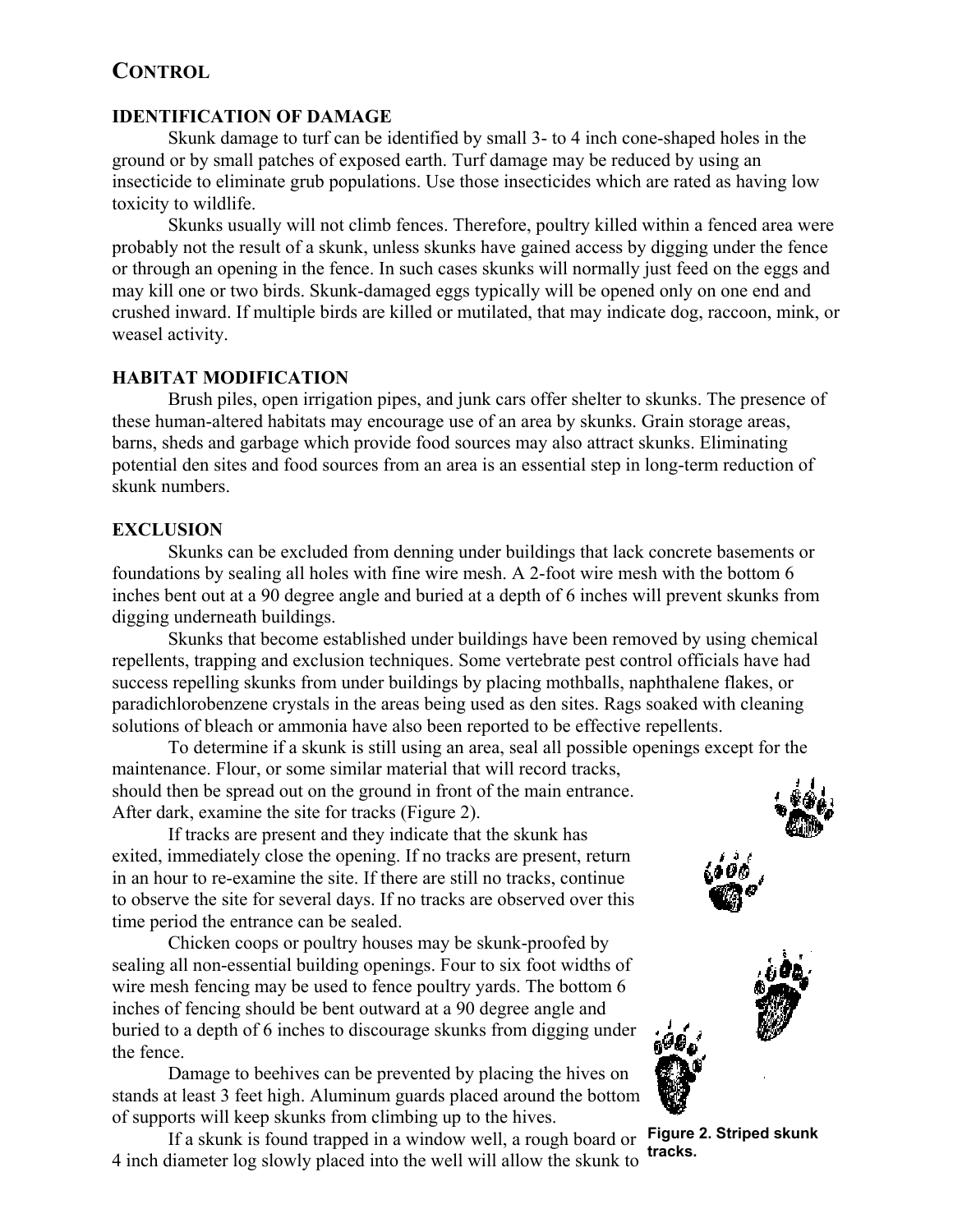# CONTROL

## IDENTIFICATION OF DAMAGE

Skunk damage to turf can be identified by small 3- to 4 inch cone-shaped holes in the ground or by small patches of exposed earth. Turf damage may be reduced by using an insecticide to eliminate grub populations. Use those insecticides which are rated as having low toxicity to wildlife.

Skunks usually will not climb fences. Therefore, poultry killed within a fenced area were probably not the result of a skunk, unless skunks have gained access by digging under the fence or through an opening in the fence. In such cases skunks will normally just feed on the eggs and may kill one or two birds. Skunk-damaged eggs typically will be opened only on one end and crushed inward. If multiple birds are killed or mutilated, that may indicate dog, raccoon, mink, or weasel activity.

## HABITAT MODIFICATION

Brush piles, open irrigation pipes, and junk cars offer shelter to skunks. The presence of these human-altered habitats may encourage use of an area by skunks. Grain storage areas, barns, sheds and garbage which provide food sources may also attract skunks. Eliminating potential den sites and food sources from an area is an essential step in long-term reduction of skunk numbers.

## EXCLUSION

Skunks can be excluded from denning under buildings that lack concrete basements or foundations by sealing all holes with fine wire mesh. A 2-foot wire mesh with the bottom 6 inches bent out at a 90 degree angle and buried at a depth of 6 inches will prevent skunks from digging underneath buildings.

Skunks that become established under buildings have been removed by using chemical repellents, trapping and exclusion techniques. Some vertebrate pest control officials have had success repelling skunks from under buildings by placing mothballs, naphthalene flakes, or paradichlorobenzene crystals in the areas being used as den sites. Rags soaked with cleaning solutions of bleach or ammonia have also been reported to be effective repellents.

To determine if a skunk is still using an area, seal all possible openings except for the maintenance. Flour, or some similar material that will record tracks, should then be spread out on the ground in front of the main entrance. After dark, examine the site for tracks (Figure 2).

If tracks are present and they indicate that the skunk has exited, immediately close the opening. If no tracks are present, return in an hour to re-examine the site. If there are still no tracks, continue to observe the site for several days. If no tracks are observed over this time period the entrance can be sealed.

Chicken coops or poultry houses may be skunk-proofed by sealing all non-essential building openings. Four to six foot widths of wire mesh fencing may be used to fence poultry yards. The bottom 6 inches of fencing should be bent outward at a 90 degree angle and buried to a depth of 6 inches to discourage skunks from digging under the fence.

Damage to beehives can be prevented by placing the hives on stands at least 3 feet high. Aluminum guards placed around the bottom of supports will keep skunks from climbing up to the hives.

If a skunk is found trapped in a window well, a rough board or 4 inch diameter log slowly placed into the well will allow the skunk to

**Figure 2. Striped skunk tracks.**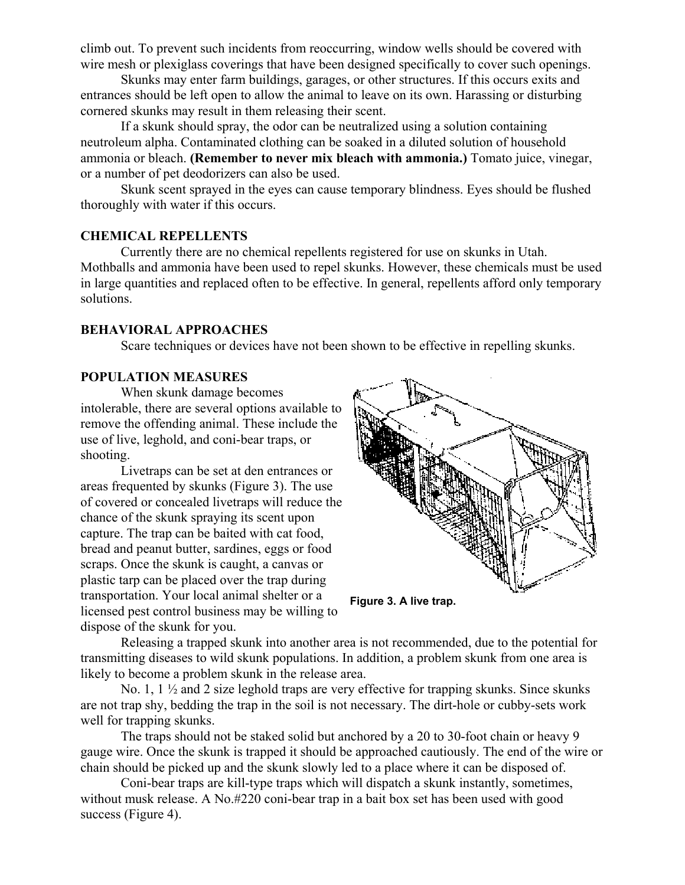climb out. To prevent such incidents from reoccurring, window wells should be covered with wire mesh or plexiglass coverings that have been designed specifically to cover such openings.

Skunks may enter farm buildings, garages, or other structures. If this occurs exits and entrances should be left open to allow the animal to leave on its own. Harassing or disturbing cornered skunks may result in them releasing their scent.

If a skunk should spray, the odor can be neutralized using a solution containing neutroleum alpha. Contaminated clothing can be soaked in a diluted solution of household ammonia or bleach. **(Remember to never mix bleach with ammonia.)** Tomato juice, vinegar, or a number of pet deodorizers can also be used.

Skunk scent sprayed in the eyes can cause temporary blindness. Eyes should be flushed thoroughly with water if this occurs.

### CHEMICAL REPELLENTS

Currently there are no chemical repellents registered for use on skunks in Utah. Mothballs and ammonia have been used to repel skunks. However, these chemicals must be used in large quantities and replaced often to be effective. In general, repellents afford only temporary solutions.

### BEHAVIORAL APPROACHES

Scare techniques or devices have not been shown to be effective in repelling skunks.

### POPULATION MEASURES

When skunk damage becomes intolerable, there are several options available to remove the offending animal. These include the use of live, leghold, and coni-bear traps, or shooting.

Livetraps can be set at den entrances or areas frequented by skunks (Figure 3). The use of covered or concealed livetraps will reduce the chance of the skunk spraying its scent upon capture. The trap can be baited with cat food, bread and peanut butter, sardines, eggs or food scraps. Once the skunk is caught, a canvas or plastic tarp can be placed over the trap during transportation. Your local animal shelter or a licensed pest control business may be willing to dispose of the skunk for you.

**Figure 3. A live trap.**

Releasing a trapped skunk into another area is not recommended, due to the potential for transmitting diseases to wild skunk populations. In addition, a problem skunk from one area is likely to become a problem skunk in the release area.

No. 1, 1 ½ and 2 size leghold traps are very effective for trapping skunks. Since skunks are not trap shy, bedding the trap in the soil is not necessary. The dirt-hole or cubby-sets work well for trapping skunks.

The traps should not be staked solid but anchored by a 20 to 30-foot chain or heavy 9 gauge wire. Once the skunk is trapped it should be approached cautiously. The end of the wire or chain should be picked up and the skunk slowly led to a place where it can be disposed of.

Coni-bear traps are kill-type traps which will dispatch a skunk instantly, sometimes, without musk release. A No.#220 coni-bear trap in a bait box set has been used with good success (Figure 4).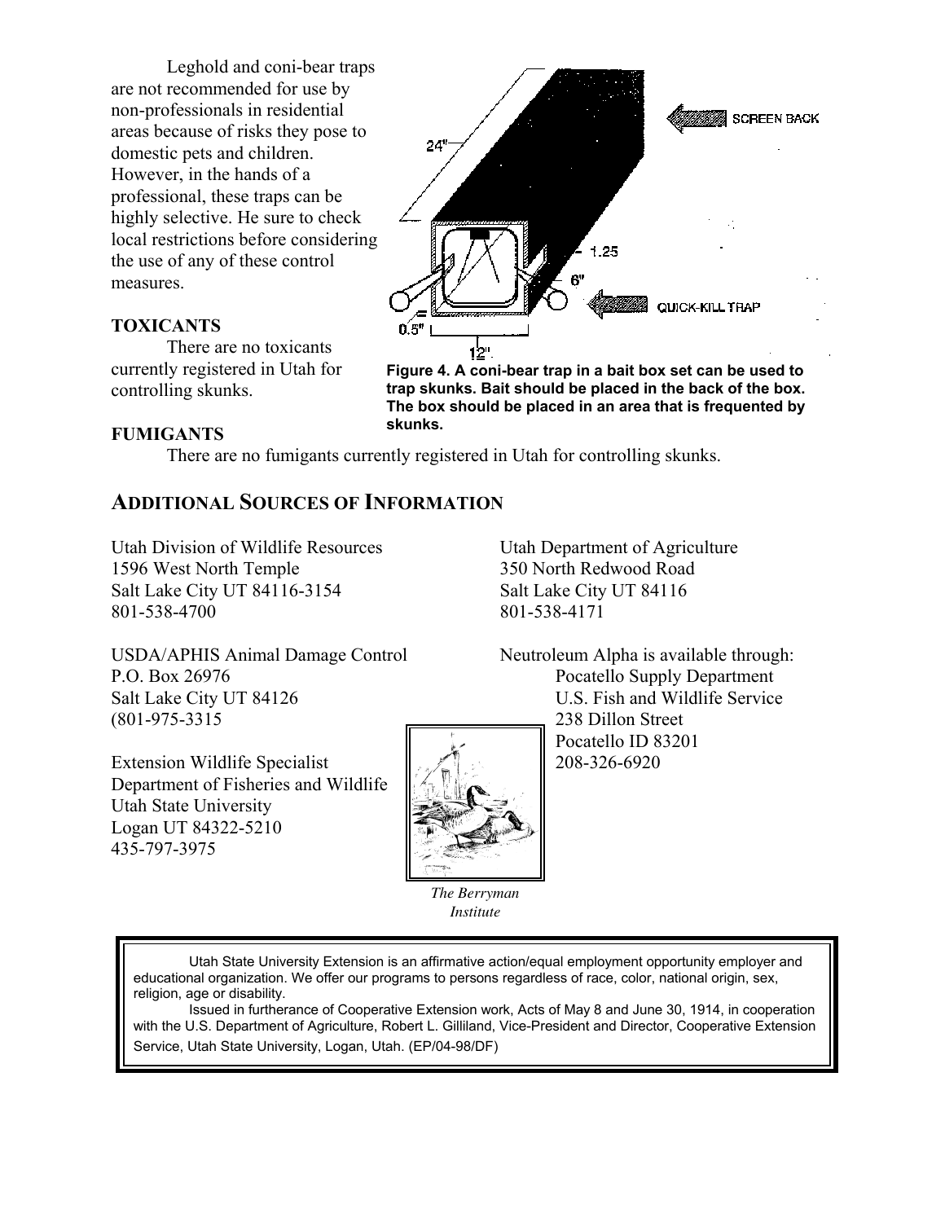Leghold and coni-bear traps are not recommended for use by non-professionals in residential areas because of risks they pose to domestic pets and children. However, in the hands of a professional, these traps can be highly selective. He sure to check local restrictions before considering the use of any of these control measures.

24"

SCREEN BACK

1.25

6"

QUICK-KILL TRAP

0.5"

12"

**Figure 4. A coni-bear trap in a bait box set can be used to trap skunks. Bait should be placed in the back of the box. The box should be placed in an area that is frequented by skunks.**

**TOXICANTS**

There are no toxicants currently registered in Utah for controlling skunks.

**FUMIGANTS**

There are no fumigants currently registered in Utah for controlling skunks.

## ADDITIONAL SOURCES OF INFORMATION

Utah Division of Wildlife Resources
1596 West North Temple
Salt Lake City UT 84116-3154
801-538-4700

USDA/APHIS Animal Damage Control
P.O. Box 26976
Salt Lake City UT 84126
(801-975-3315

Extension Wildlife Specialist
Department of Fisheries and Wildlife
Utah State University
Logan UT 84322-5210
435-797-3975

Utah Department of Agriculture
350 North Redwood Road
Salt Lake City UT 84116
801-538-4171

Neutroleum Alpha is available through:
Pocatello Supply Department
U.S. Fish and Wildlife Service
238 Dillon Street
Pocatello ID 83201
208-326-6920

*The Berryman Institute*

Utah State University Extension is an affirmative action/equal employment opportunity employer and educational organization. We offer our programs to persons regardless of race, color, national origin, sex, religion, age or disability.

Issued in furtherance of Cooperative Extension work, Acts of May 8 and June 30, 1914, in cooperation with the U.S. Department of Agriculture, Robert L. Gilliland, Vice-President and Director, Cooperative Extension Service, Utah State University, Logan, Utah. (EP/04-98/DF)